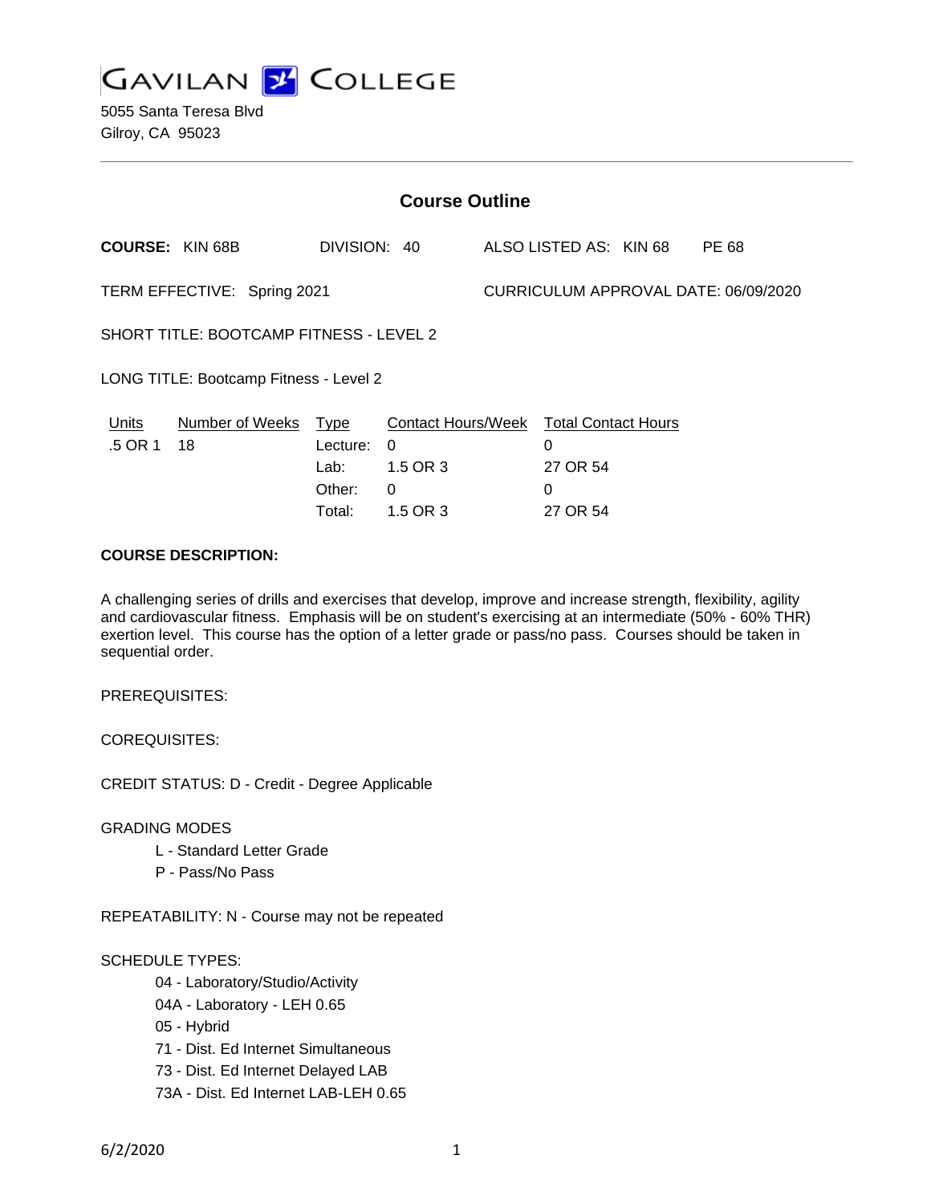# GAVILAN COLLEGE

5055 Santa Teresa Blvd
Gilroy, CA 95023

## Course Outline

**COURSE:** KIN 68B     DIVISION: 40     ALSO LISTED AS: KIN 68     PE 68

TERM EFFECTIVE: Spring 2021     CURRICULUM APPROVAL DATE: 06/09/2020

SHORT TITLE: BOOTCAMP FITNESS - LEVEL 2

LONG TITLE: Bootcamp Fitness - Level 2

| Units | Number of Weeks | Type | Contact Hours/Week | Total Contact Hours |
|---|---|---|---|---|
| .5 OR 1 | 18 | Lecture: | 0 | 0 |
| | | Lab: | 1.5 OR 3 | 27 OR 54 |
| | | Other: | 0 | 0 |
| | | Total: | 1.5 OR 3 | 27 OR 54 |

**COURSE DESCRIPTION:**

A challenging series of drills and exercises that develop, improve and increase strength, flexibility, agility and cardiovascular fitness. Emphasis will be on student's exercising at an intermediate (50% - 60% THR) exertion level. This course has the option of a letter grade or pass/no pass. Courses should be taken in sequential order.

PREREQUISITES:

COREQUISITES:

CREDIT STATUS: D - Credit - Degree Applicable

GRADING MODES

- L - Standard Letter Grade
- P - Pass/No Pass

REPEATABILITY: N - Course may not be repeated

SCHEDULE TYPES:

- 04 - Laboratory/Studio/Activity
- 04A - Laboratory - LEH 0.65
- 05 - Hybrid
- 71 - Dist. Ed Internet Simultaneous
- 73 - Dist. Ed Internet Delayed LAB
- 73A - Dist. Ed Internet LAB-LEH 0.65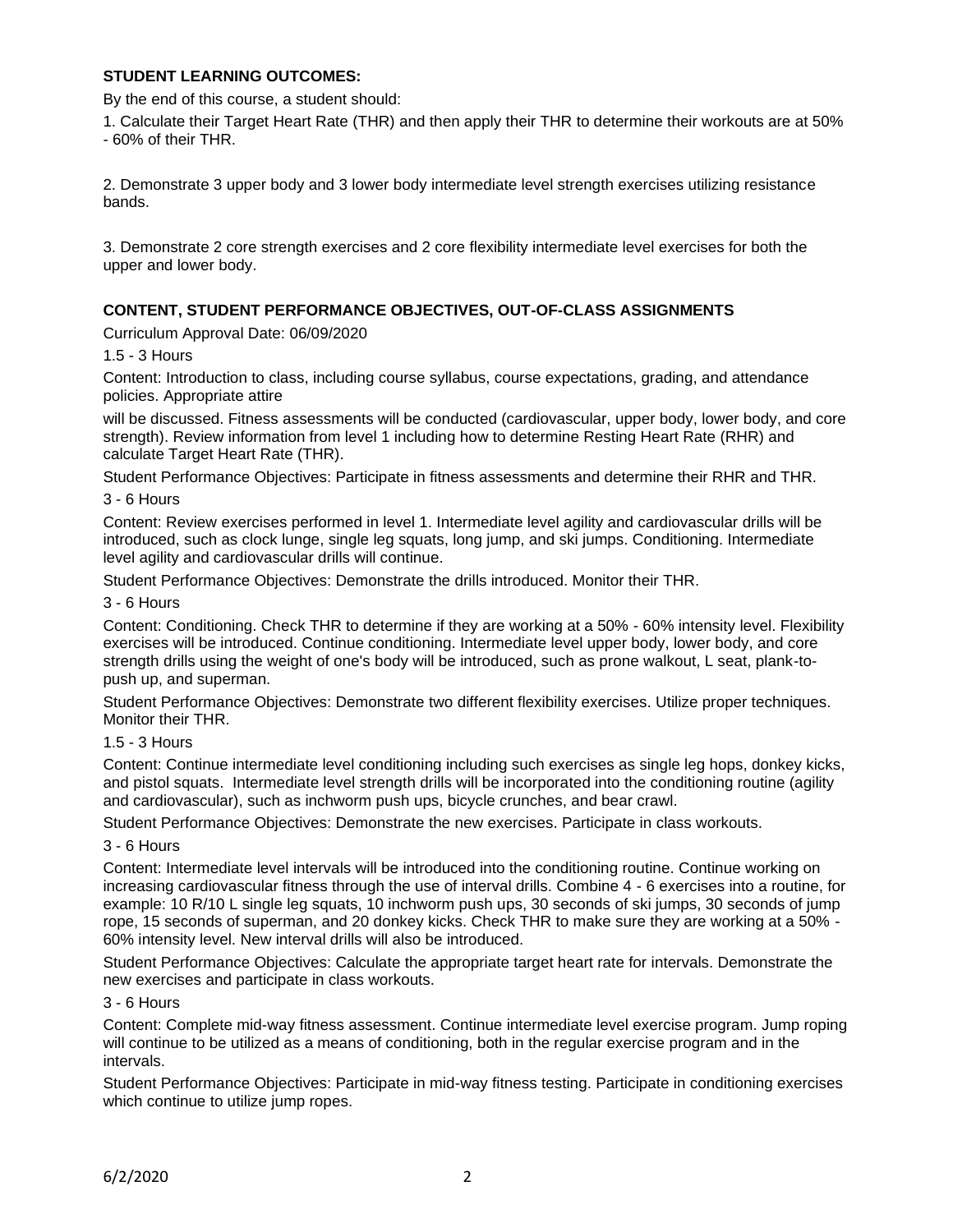**STUDENT LEARNING OUTCOMES:**

By the end of this course, a student should:

1. Calculate their Target Heart Rate (THR) and then apply their THR to determine their workouts are at 50% - 60% of their THR.

2. Demonstrate 3 upper body and 3 lower body intermediate level strength exercises utilizing resistance bands.

3. Demonstrate 2 core strength exercises and 2 core flexibility intermediate level exercises for both the upper and lower body.

**CONTENT, STUDENT PERFORMANCE OBJECTIVES, OUT-OF-CLASS ASSIGNMENTS**

Curriculum Approval Date: 06/09/2020

1.5 - 3 Hours

Content: Introduction to class, including course syllabus, course expectations, grading, and attendance policies. Appropriate attire

will be discussed. Fitness assessments will be conducted (cardiovascular, upper body, lower body, and core strength). Review information from level 1 including how to determine Resting Heart Rate (RHR) and calculate Target Heart Rate (THR).

Student Performance Objectives: Participate in fitness assessments and determine their RHR and THR.

3 - 6 Hours

Content: Review exercises performed in level 1. Intermediate level agility and cardiovascular drills will be introduced, such as clock lunge, single leg squats, long jump, and ski jumps. Conditioning. Intermediate level agility and cardiovascular drills will continue.

Student Performance Objectives: Demonstrate the drills introduced. Monitor their THR.

3 - 6 Hours

Content: Conditioning. Check THR to determine if they are working at a 50% - 60% intensity level. Flexibility exercises will be introduced. Continue conditioning. Intermediate level upper body, lower body, and core strength drills using the weight of one's body will be introduced, such as prone walkout, L seat, plank-to-push up, and superman.

Student Performance Objectives: Demonstrate two different flexibility exercises. Utilize proper techniques. Monitor their THR.

1.5 - 3 Hours

Content: Continue intermediate level conditioning including such exercises as single leg hops, donkey kicks, and pistol squats. Intermediate level strength drills will be incorporated into the conditioning routine (agility and cardiovascular), such as inchworm push ups, bicycle crunches, and bear crawl.

Student Performance Objectives: Demonstrate the new exercises. Participate in class workouts.

3 - 6 Hours

Content: Intermediate level intervals will be introduced into the conditioning routine. Continue working on increasing cardiovascular fitness through the use of interval drills. Combine 4 - 6 exercises into a routine, for example: 10 R/10 L single leg squats, 10 inchworm push ups, 30 seconds of ski jumps, 30 seconds of jump rope, 15 seconds of superman, and 20 donkey kicks. Check THR to make sure they are working at a 50% - 60% intensity level. New interval drills will also be introduced.

Student Performance Objectives: Calculate the appropriate target heart rate for intervals. Demonstrate the new exercises and participate in class workouts.

3 - 6 Hours

Content: Complete mid-way fitness assessment. Continue intermediate level exercise program. Jump roping will continue to be utilized as a means of conditioning, both in the regular exercise program and in the intervals.

Student Performance Objectives: Participate in mid-way fitness testing. Participate in conditioning exercises which continue to utilize jump ropes.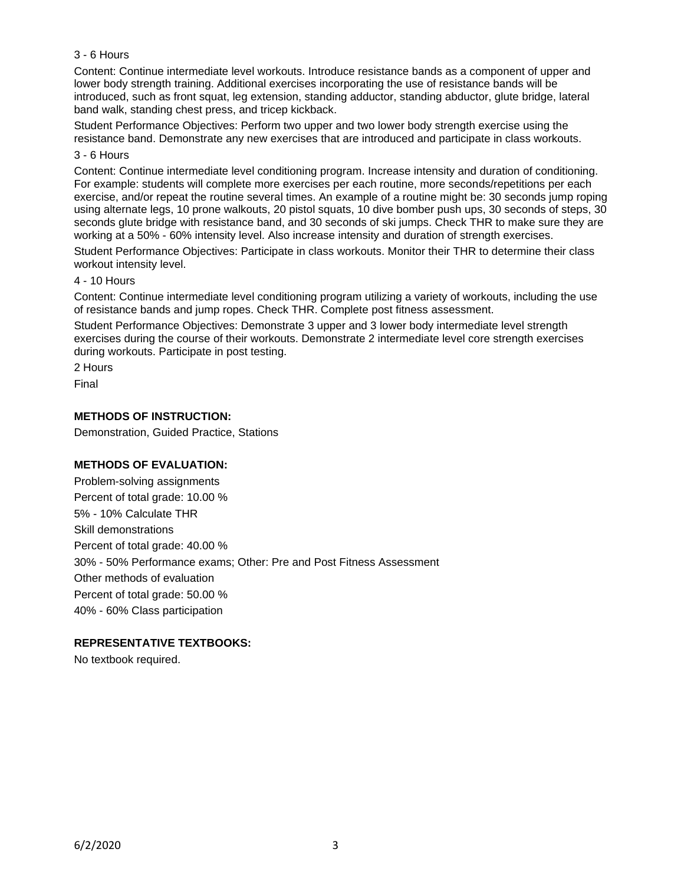3 - 6 Hours

Content: Continue intermediate level workouts. Introduce resistance bands as a component of upper and lower body strength training. Additional exercises incorporating the use of resistance bands will be introduced, such as front squat, leg extension, standing adductor, standing abductor, glute bridge, lateral band walk, standing chest press, and tricep kickback.

Student Performance Objectives: Perform two upper and two lower body strength exercise using the resistance band. Demonstrate any new exercises that are introduced and participate in class workouts.

3 - 6 Hours

Content: Continue intermediate level conditioning program. Increase intensity and duration of conditioning. For example: students will complete more exercises per each routine, more seconds/repetitions per each exercise, and/or repeat the routine several times. An example of a routine might be: 30 seconds jump roping using alternate legs, 10 prone walkouts, 20 pistol squats, 10 dive bomber push ups, 30 seconds of steps, 30 seconds glute bridge with resistance band, and 30 seconds of ski jumps. Check THR to make sure they are working at a 50% - 60% intensity level. Also increase intensity and duration of strength exercises.

Student Performance Objectives: Participate in class workouts. Monitor their THR to determine their class workout intensity level.

4 - 10 Hours

Content: Continue intermediate level conditioning program utilizing a variety of workouts, including the use of resistance bands and jump ropes. Check THR. Complete post fitness assessment.

Student Performance Objectives: Demonstrate 3 upper and 3 lower body intermediate level strength exercises during the course of their workouts. Demonstrate 2 intermediate level core strength exercises during workouts. Participate in post testing.

2 Hours

Final

## METHODS OF INSTRUCTION:

Demonstration, Guided Practice, Stations

## METHODS OF EVALUATION:

Problem-solving assignments

Percent of total grade: 10.00 %

5% - 10% Calculate THR

Skill demonstrations

Percent of total grade: 40.00 %

30% - 50% Performance exams; Other: Pre and Post Fitness Assessment

Other methods of evaluation

Percent of total grade: 50.00 %

40% - 60% Class participation

## REPRESENTATIVE TEXTBOOKS:

No textbook required.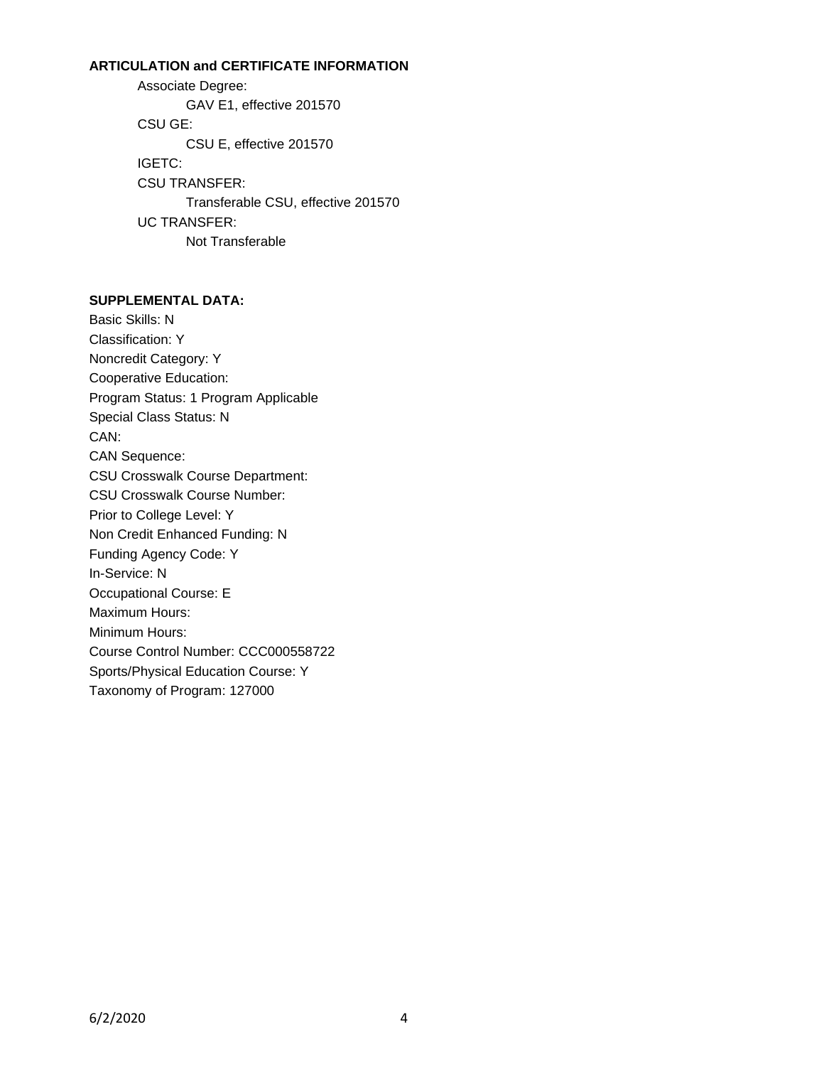**ARTICULATION and CERTIFICATE INFORMATION**

Associate Degree:

GAV E1, effective 201570

CSU GE:

CSU E, effective 201570

IGETC:

CSU TRANSFER:

Transferable CSU, effective 201570

UC TRANSFER:

Not Transferable

**SUPPLEMENTAL DATA:**

Basic Skills: N
Classification: Y
Noncredit Category: Y
Cooperative Education:
Program Status: 1 Program Applicable
Special Class Status: N
CAN:
CAN Sequence:
CSU Crosswalk Course Department:
CSU Crosswalk Course Number:
Prior to College Level: Y
Non Credit Enhanced Funding: N
Funding Agency Code: Y
In-Service: N
Occupational Course: E
Maximum Hours:
Minimum Hours:
Course Control Number: CCC000558722
Sports/Physical Education Course: Y
Taxonomy of Program: 127000